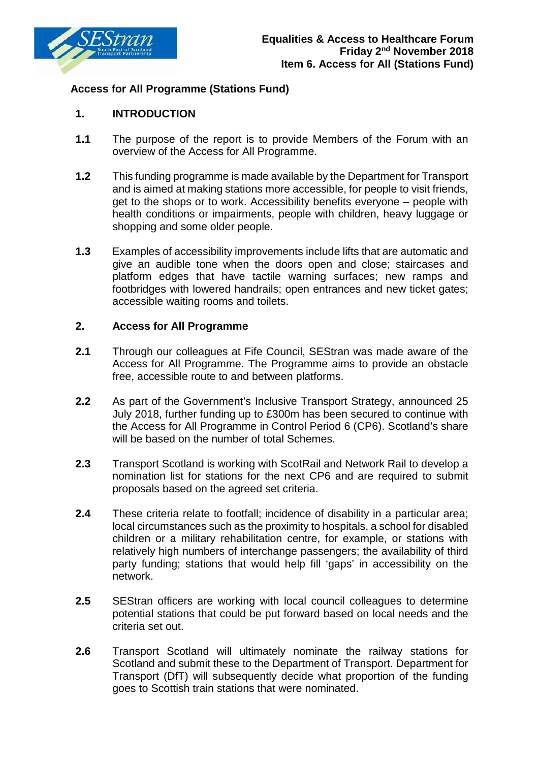**Equalities & Access to Healthcare Forum**
**Friday 2nd November 2018**
**Item 6. Access for All (Stations Fund)**

## Access for All Programme (Stations Fund)

### 1. INTRODUCTION

**1.1** The purpose of the report is to provide Members of the Forum with an overview of the Access for All Programme.

**1.2** This funding programme is made available by the Department for Transport and is aimed at making stations more accessible, for people to visit friends, get to the shops or to work. Accessibility benefits everyone – people with health conditions or impairments, people with children, heavy luggage or shopping and some older people.

**1.3** Examples of accessibility improvements include lifts that are automatic and give an audible tone when the doors open and close; staircases and platform edges that have tactile warning surfaces; new ramps and footbridges with lowered handrails; open entrances and new ticket gates; accessible waiting rooms and toilets.

### 2. Access for All Programme

**2.1** Through our colleagues at Fife Council, SEStran was made aware of the Access for All Programme. The Programme aims to provide an obstacle free, accessible route to and between platforms.

**2.2** As part of the Government's Inclusive Transport Strategy, announced 25 July 2018, further funding up to £300m has been secured to continue with the Access for All Programme in Control Period 6 (CP6). Scotland's share will be based on the number of total Schemes.

**2.3** Transport Scotland is working with ScotRail and Network Rail to develop a nomination list for stations for the next CP6 and are required to submit proposals based on the agreed set criteria.

**2.4** These criteria relate to footfall; incidence of disability in a particular area; local circumstances such as the proximity to hospitals, a school for disabled children or a military rehabilitation centre, for example, or stations with relatively high numbers of interchange passengers; the availability of third party funding; stations that would help fill 'gaps' in accessibility on the network.

**2.5** SEStran officers are working with local council colleagues to determine potential stations that could be put forward based on local needs and the criteria set out.

**2.6** Transport Scotland will ultimately nominate the railway stations for Scotland and submit these to the Department of Transport. Department for Transport (DfT) will subsequently decide what proportion of the funding goes to Scottish train stations that were nominated.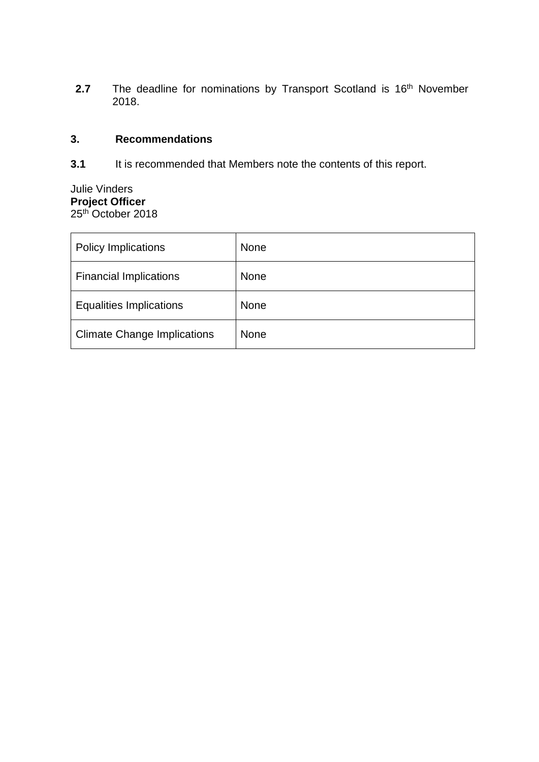**2.7** The deadline for nominations by Transport Scotland is 16th November 2018.

## 3. Recommendations

**3.1** It is recommended that Members note the contents of this report.

Julie Vinders
**Project Officer**
25th October 2018

| | |
|---|---|
| Policy Implications | None |
| Financial Implications | None |
| Equalities Implications | None |
| Climate Change Implications | None |